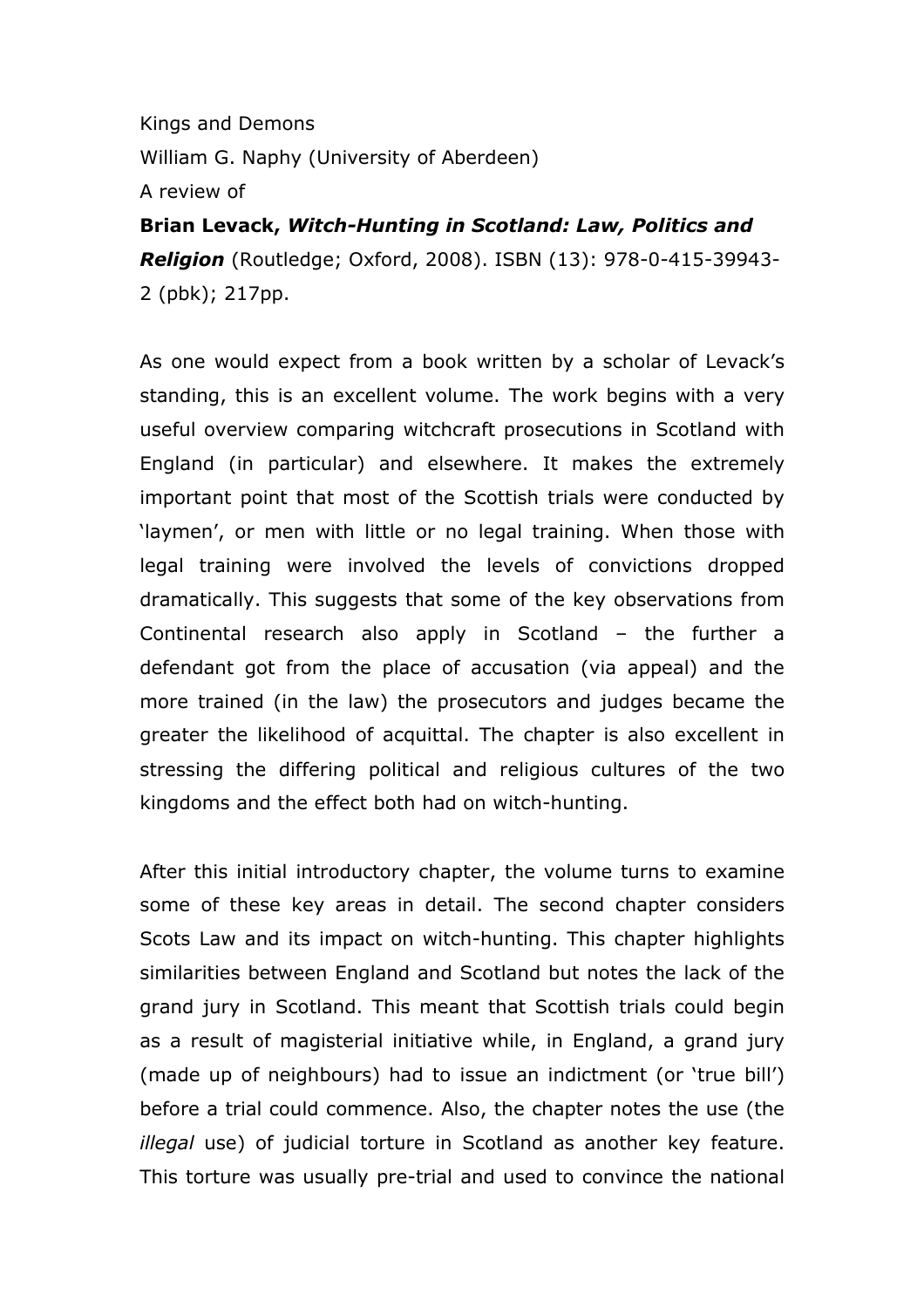Kings and Demons

William G. Naphy (University of Aberdeen)

A review of

**Brian Levack, *Witch-Hunting in Scotland: Law, Politics and Religion*** (Routledge; Oxford, 2008). ISBN (13): 978-0-415-39943-2 (pbk); 217pp.

As one would expect from a book written by a scholar of Levack's standing, this is an excellent volume. The work begins with a very useful overview comparing witchcraft prosecutions in Scotland with England (in particular) and elsewhere. It makes the extremely important point that most of the Scottish trials were conducted by 'laymen', or men with little or no legal training. When those with legal training were involved the levels of convictions dropped dramatically. This suggests that some of the key observations from Continental research also apply in Scotland – the further a defendant got from the place of accusation (via appeal) and the more trained (in the law) the prosecutors and judges became the greater the likelihood of acquittal. The chapter is also excellent in stressing the differing political and religious cultures of the two kingdoms and the effect both had on witch-hunting.

After this initial introductory chapter, the volume turns to examine some of these key areas in detail. The second chapter considers Scots Law and its impact on witch-hunting. This chapter highlights similarities between England and Scotland but notes the lack of the grand jury in Scotland. This meant that Scottish trials could begin as a result of magisterial initiative while, in England, a grand jury (made up of neighbours) had to issue an indictment (or 'true bill') before a trial could commence. Also, the chapter notes the use (the *illegal* use) of judicial torture in Scotland as another key feature. This torture was usually pre-trial and used to convince the national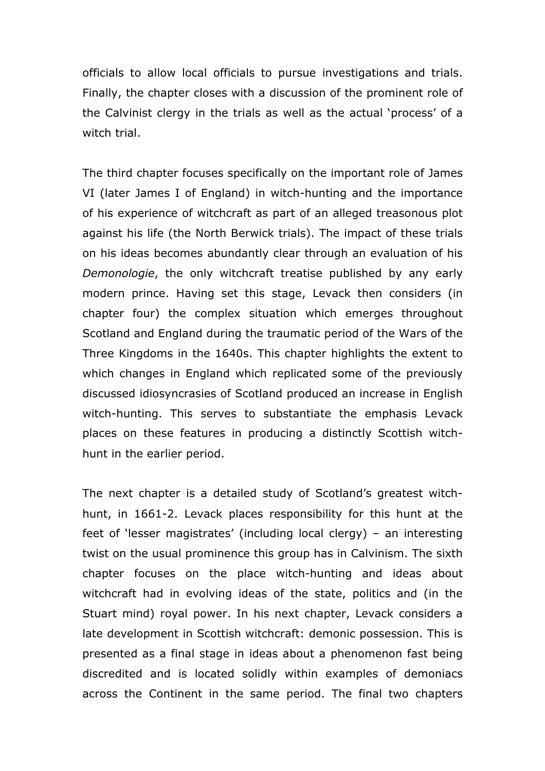officials to allow local officials to pursue investigations and trials. Finally, the chapter closes with a discussion of the prominent role of the Calvinist clergy in the trials as well as the actual 'process' of a witch trial.

The third chapter focuses specifically on the important role of James VI (later James I of England) in witch-hunting and the importance of his experience of witchcraft as part of an alleged treasonous plot against his life (the North Berwick trials). The impact of these trials on his ideas becomes abundantly clear through an evaluation of his *Demonologie*, the only witchcraft treatise published by any early modern prince. Having set this stage, Levack then considers (in chapter four) the complex situation which emerges throughout Scotland and England during the traumatic period of the Wars of the Three Kingdoms in the 1640s. This chapter highlights the extent to which changes in England which replicated some of the previously discussed idiosyncrasies of Scotland produced an increase in English witch-hunting. This serves to substantiate the emphasis Levack places on these features in producing a distinctly Scottish witch-hunt in the earlier period.

The next chapter is a detailed study of Scotland's greatest witch-hunt, in 1661-2. Levack places responsibility for this hunt at the feet of 'lesser magistrates' (including local clergy) – an interesting twist on the usual prominence this group has in Calvinism. The sixth chapter focuses on the place witch-hunting and ideas about witchcraft had in evolving ideas of the state, politics and (in the Stuart mind) royal power. In his next chapter, Levack considers a late development in Scottish witchcraft: demonic possession. This is presented as a final stage in ideas about a phenomenon fast being discredited and is located solidly within examples of demoniacs across the Continent in the same period. The final two chapters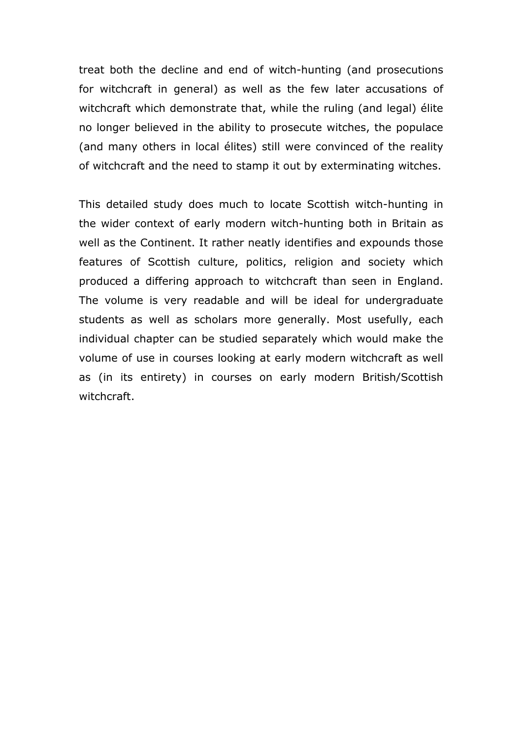treat both the decline and end of witch-hunting (and prosecutions for witchcraft in general) as well as the few later accusations of witchcraft which demonstrate that, while the ruling (and legal) élite no longer believed in the ability to prosecute witches, the populace (and many others in local élites) still were convinced of the reality of witchcraft and the need to stamp it out by exterminating witches.

This detailed study does much to locate Scottish witch-hunting in the wider context of early modern witch-hunting both in Britain as well as the Continent. It rather neatly identifies and expounds those features of Scottish culture, politics, religion and society which produced a differing approach to witchcraft than seen in England. The volume is very readable and will be ideal for undergraduate students as well as scholars more generally. Most usefully, each individual chapter can be studied separately which would make the volume of use in courses looking at early modern witchcraft as well as (in its entirety) in courses on early modern British/Scottish witchcraft.